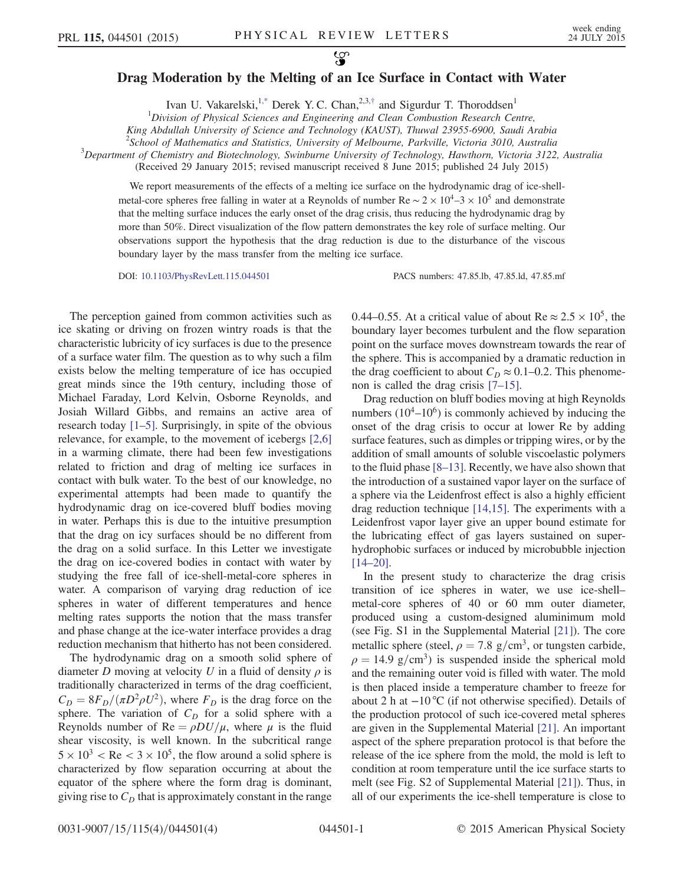# Drag Moderation by the Melting of an Ice Surface in Contact with Water

Ivan U. Vakarelski,[1,*] Derek Y. C. Chan,[2,3,†] and Sigurdur T. Thoroddsen[1]

[1]*Division of Physical Sciences and Engineering and Clean Combustion Research Centre, King Abdullah University of Science and Technology (KAUST), Thuwal 23955-6900, Saudi Arabia*
[2]*School of Mathematics and Statistics, University of Melbourne, Parkville, Victoria 3010, Australia*
[3]*Department of Chemistry and Biotechnology, Swinburne University of Technology, Hawthorn, Victoria 3122, Australia*

(Received 29 January 2015; revised manuscript received 8 June 2015; published 24 July 2015)

We report measurements of the effects of a melting ice surface on the hydrodynamic drag of ice-shell-metal-core spheres free falling in water at a Reynolds of number $\text{Re} \sim 2 \times 10^4$–$3 \times 10^5$ and demonstrate that the melting surface induces the early onset of the drag crisis, thus reducing the hydrodynamic drag by more than 50%. Direct visualization of the flow pattern demonstrates the key role of surface melting. Our observations support the hypothesis that the drag reduction is due to the disturbance of the viscous boundary layer by the mass transfer from the melting ice surface.

DOI: 10.1103/PhysRevLett.115.044501 PACS numbers: 47.85.lb, 47.85.ld, 47.85.mf

The perception gained from common activities such as ice skating or driving on frozen wintry roads is that the characteristic lubricity of icy surfaces is due to the presence of a surface water film. The question as to why such a film exists below the melting temperature of ice has occupied great minds since the 19th century, including those of Michael Faraday, Lord Kelvin, Osborne Reynolds, and Josiah Willard Gibbs, and remains an active area of research today [1–5]. Surprisingly, in spite of the obvious relevance, for example, to the movement of icebergs [2,6] in a warming climate, there had been few investigations related to friction and drag of melting ice surfaces in contact with bulk water. To the best of our knowledge, no experimental attempts had been made to quantify the hydrodynamic drag on ice-covered bluff bodies moving in water. Perhaps this is due to the intuitive presumption that the drag on icy surfaces should be no different from the drag on a solid surface. In this Letter we investigate the drag on ice-covered bodies in contact with water by studying the free fall of ice-shell-metal-core spheres in water. A comparison of varying drag reduction of ice spheres in water of different temperatures and hence melting rates supports the notion that the mass transfer and phase change at the ice-water interface provides a drag reduction mechanism that hitherto has not been considered.

The hydrodynamic drag on a smooth solid sphere of diameter $D$ moving at velocity $U$ in a fluid of density $\rho$ is traditionally characterized in terms of the drag coefficient, $C_D = 8F_D/(\pi D^2 \rho U^2)$, where $F_D$ is the drag force on the sphere. The variation of $C_D$ for a solid sphere with a Reynolds number of $\text{Re} = \rho D U/\mu$, where $\mu$ is the fluid shear viscosity, is well known. In the subcritical range $5 \times 10^3 < \text{Re} < 3 \times 10^5$, the flow around a solid sphere is characterized by flow separation occurring at about the equator of the sphere where the form drag is dominant, giving rise to $C_D$ that is approximately constant in the range 0.44–0.55. At a critical value of about $\text{Re} \approx 2.5 \times 10^5$, the boundary layer becomes turbulent and the flow separation point on the surface moves downstream towards the rear of the sphere. This is accompanied by a dramatic reduction in the drag coefficient to about $C_D \approx 0.1$–$0.2$. This phenomenon is called the drag crisis [7–15].

Drag reduction on bluff bodies moving at high Reynolds numbers ($10^4$–$10^6$) is commonly achieved by inducing the onset of the drag crisis to occur at lower Re by adding surface features, such as dimples or tripping wires, or by the addition of small amounts of soluble viscoelastic polymers to the fluid phase [8–13]. Recently, we have also shown that the introduction of a sustained vapor layer on the surface of a sphere via the Leidenfrost effect is also a highly efficient drag reduction technique [14,15]. The experiments with a Leidenfrost vapor layer give an upper bound estimate for the lubricating effect of gas layers sustained on superhydrophobic surfaces or induced by microbubble injection [14–20].

In the present study to characterize the drag crisis transition of ice spheres in water, we use ice-shell–metal-core spheres of 40 or 60 mm outer diameter, produced using a custom-designed aluminimum mold (see Fig. S1 in the Supplemental Material [21]). The core metallic sphere (steel, $\rho = 7.8\ \text{g/cm}^3$, or tungsten carbide, $\rho = 14.9\ \text{g/cm}^3$) is suspended inside the spherical mold and the remaining outer void is filled with water. The mold is then placed inside a temperature chamber to freeze for about 2 h at $-10\,°\text{C}$ (if not otherwise specified). Details of the production protocol of such ice-covered metal spheres are given in the Supplemental Material [21]. An important aspect of the sphere preparation protocol is that before the release of the ice sphere from the mold, the mold is left to condition at room temperature until the ice surface starts to melt (see Fig. S2 of Supplemental Material [21]). Thus, in all of our experiments the ice-shell temperature is close to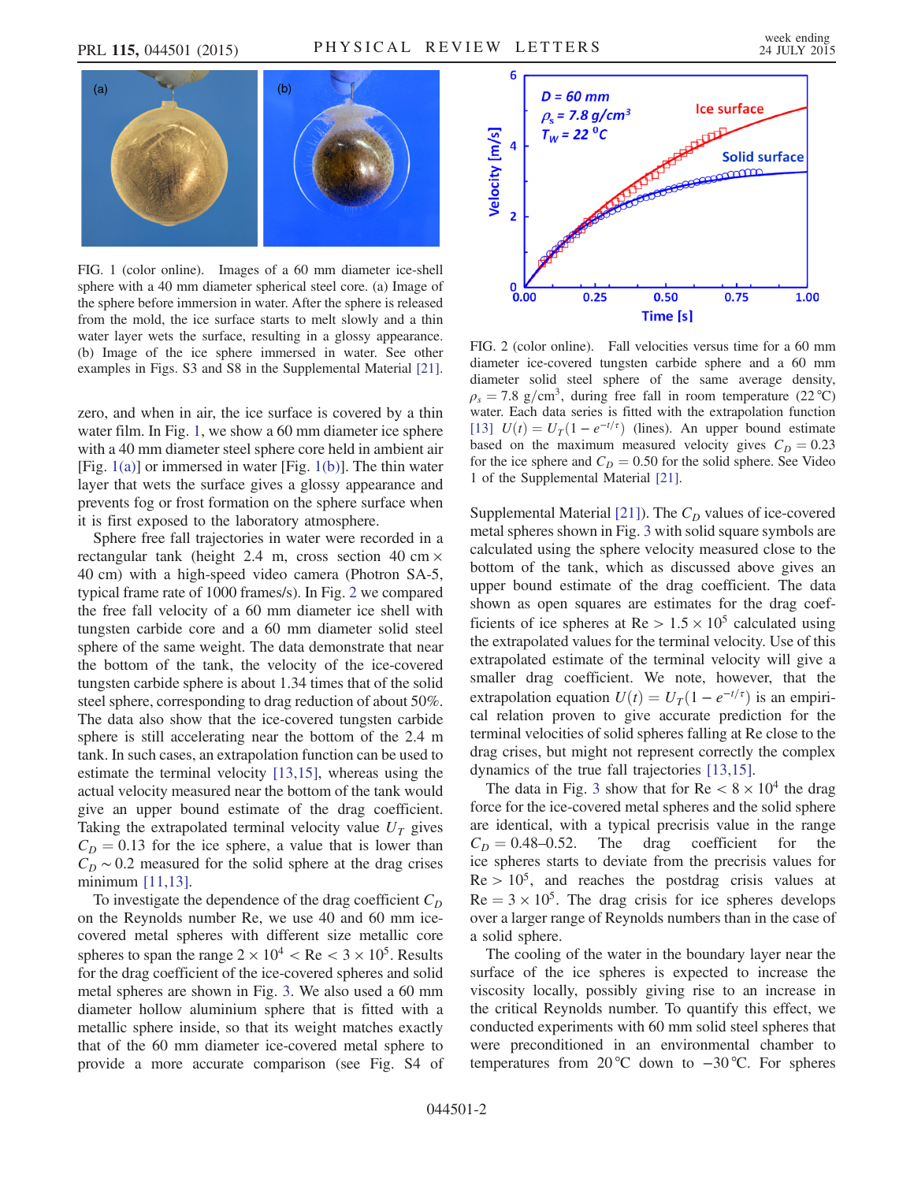FIG. 1 (color online). Images of a 60 mm diameter ice-shell sphere with a 40 mm diameter spherical steel core. (a) Image of the sphere before immersion in water. After the sphere is released from the mold, the ice surface starts to melt slowly and a thin water layer wets the surface, resulting in a glossy appearance. (b) Image of the ice sphere immersed in water. See other examples in Figs. S3 and S8 in the Supplemental Material [21].

zero, and when in air, the ice surface is covered by a thin water film. In Fig. 1, we show a 60 mm diameter ice sphere with a 40 mm diameter steel sphere core held in ambient air [Fig. 1(a)] or immersed in water [Fig. 1(b)]. The thin water layer that wets the surface gives a glossy appearance and prevents fog or frost formation on the sphere surface when it is first exposed to the laboratory atmosphere.

Sphere free fall trajectories in water were recorded in a rectangular tank (height 2.4 m, cross section 40 cm $\times$ 40 cm) with a high-speed video camera (Photron SA-5, typical frame rate of 1000 frames/s). In Fig. 2 we compared the free fall velocity of a 60 mm diameter ice shell with tungsten carbide core and a 60 mm diameter solid steel sphere of the same weight. The data demonstrate that near the bottom of the tank, the velocity of the ice-covered tungsten carbide sphere is about 1.34 times that of the solid steel sphere, corresponding to drag reduction of about 50%. The data also show that the ice-covered tungsten carbide sphere is still accelerating near the bottom of the 2.4 m tank. In such cases, an extrapolation function can be used to estimate the terminal velocity [13,15], whereas using the actual velocity measured near the bottom of the tank would give an upper bound estimate of the drag coefficient. Taking the extrapolated terminal velocity value $U_T$ gives $C_D = 0.13$ for the ice sphere, a value that is lower than $C_D \sim 0.2$ measured for the solid sphere at the drag crises minimum [11,13].

To investigate the dependence of the drag coefficient $C_D$ on the Reynolds number Re, we use 40 and 60 mm ice-covered metal spheres with different size metallic core spheres to span the range $2 \times 10^4 < \mathrm{Re} < 3 \times 10^5$. Results for the drag coefficient of the ice-covered spheres and solid metal spheres are shown in Fig. 3. We also used a 60 mm diameter hollow aluminium sphere that is fitted with a metallic sphere inside, so that its weight matches exactly that of the 60 mm diameter ice-covered metal sphere to provide a more accurate comparison (see Fig. S4 of Supplemental Material [21]). The $C_D$ values of ice-covered metal spheres shown in Fig. 3 with solid square symbols are calculated using the sphere velocity measured close to the bottom of the tank, which as discussed above gives an upper bound estimate of the drag coefficient. The data shown as open squares are estimates for the drag coefficients of ice spheres at $\mathrm{Re} > 1.5 \times 10^5$ calculated using the extrapolated values for the terminal velocity. Use of this extrapolated estimate of the terminal velocity will give a smaller drag coefficient. We note, however, that the extrapolation equation $U(t) = U_T(1 - e^{-t/\tau})$ is an empirical relation proven to give accurate prediction for the terminal velocities of solid spheres falling at Re close to the drag crises, but might not represent correctly the complex dynamics of the true fall trajectories [13,15].

FIG. 2 (color online). Fall velocities versus time for a 60 mm diameter ice-covered tungsten carbide sphere and a 60 mm diameter solid steel sphere of the same average density, $\rho_s = 7.8\ \mathrm{g/cm^3}$, during free fall in room temperature (22 °C) water. Each data series is fitted with the extrapolation function [13] $U(t) = U_T(1 - e^{-t/\tau})$ (lines). An upper bound estimate based on the maximum measured velocity gives $C_D = 0.23$ for the ice sphere and $C_D = 0.50$ for the solid sphere. See Video 1 of the Supplemental Material [21].

The data in Fig. 3 show that for $\mathrm{Re} < 8 \times 10^4$ the drag force for the ice-covered metal spheres and the solid sphere are identical, with a typical precrisis value in the range $C_D = 0.48$–$0.52$. The drag coefficient for the ice spheres starts to deviate from the precrisis values for $\mathrm{Re} > 10^5$, and reaches the postdrag crisis values at $\mathrm{Re} = 3 \times 10^5$. The drag crisis for ice spheres develops over a larger range of Reynolds numbers than in the case of a solid sphere.

The cooling of the water in the boundary layer near the surface of the ice spheres is expected to increase the viscosity locally, possibly giving rise to an increase in the critical Reynolds number. To quantify this effect, we conducted experiments with 60 mm solid steel spheres that were preconditioned in an environmental chamber to temperatures from 20 °C down to −30 °C. For spheres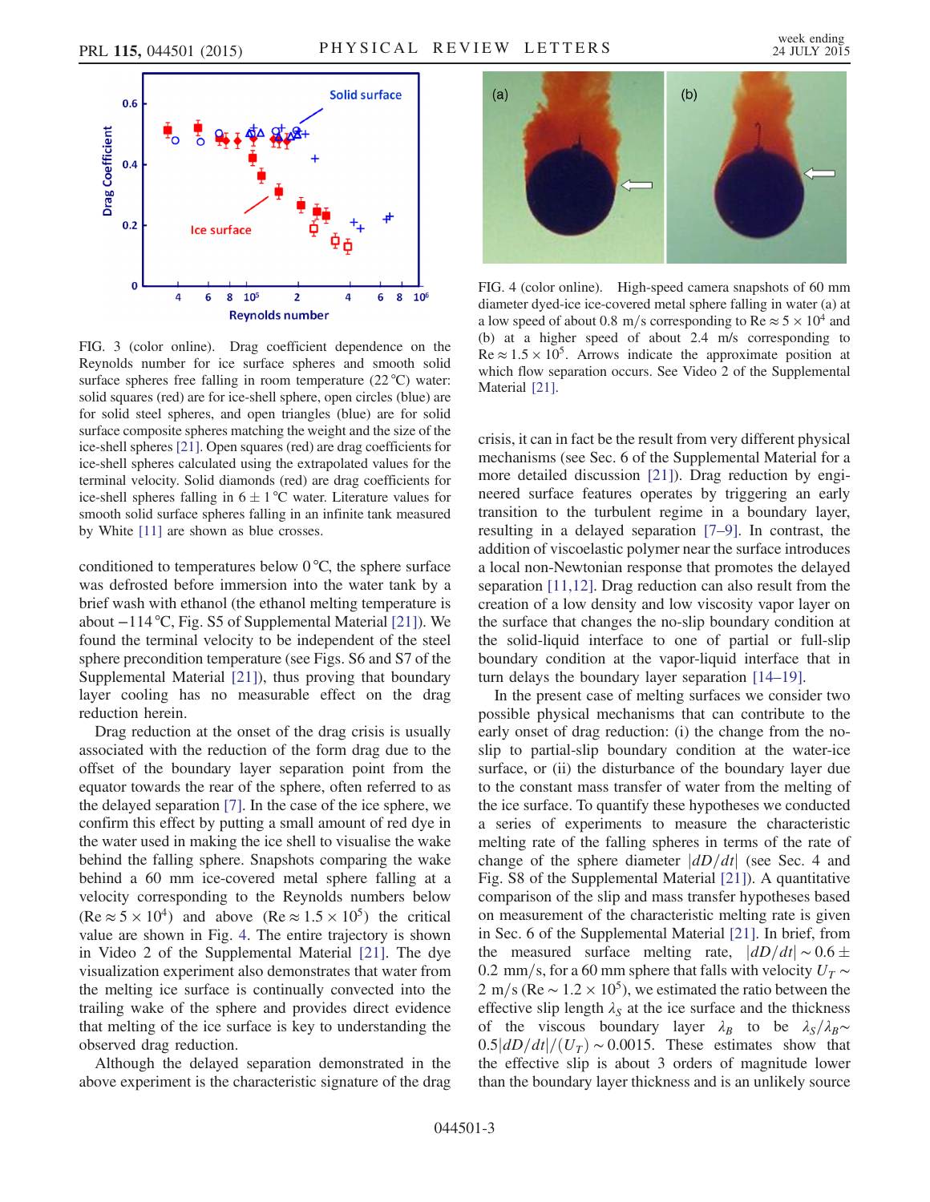FIG. 3 (color online). Drag coefficient dependence on the Reynolds number for ice surface spheres and smooth solid surface spheres free falling in room temperature (22 °C) water: solid squares (red) are for ice-shell sphere, open circles (blue) are for solid steel spheres, and open triangles (blue) are for solid surface composite spheres matching the weight and the size of the ice-shell spheres [21]. Open squares (red) are drag coefficients for ice-shell spheres calculated using the extrapolated values for the terminal velocity. Solid diamonds (red) are drag coefficients for ice-shell spheres falling in $6 \pm 1$ °C water. Literature values for smooth solid surface spheres falling in an infinite tank measured by White [11] are shown as blue crosses.

conditioned to temperatures below 0 °C, the sphere surface was defrosted before immersion into the water tank by a brief wash with ethanol (the ethanol melting temperature is about −114 °C, Fig. S5 of Supplemental Material [21]). We found the terminal velocity to be independent of the steel sphere precondition temperature (see Figs. S6 and S7 of the Supplemental Material [21]), thus proving that boundary layer cooling has no measurable effect on the drag reduction herein.

Drag reduction at the onset of the drag crisis is usually associated with the reduction of the form drag due to the offset of the boundary layer separation point from the equator towards the rear of the sphere, often referred to as the delayed separation [7]. In the case of the ice sphere, we confirm this effect by putting a small amount of red dye in the water used in making the ice shell to visualise the wake behind the falling sphere. Snapshots comparing the wake behind a 60 mm ice-covered metal sphere falling at a velocity corresponding to the Reynolds numbers below ($\mathrm{Re} \approx 5 \times 10^4$) and above ($\mathrm{Re} \approx 1.5 \times 10^5$) the critical value are shown in Fig. 4. The entire trajectory is shown in Video 2 of the Supplemental Material [21]. The dye visualization experiment also demonstrates that water from the melting ice surface is continually convected into the trailing wake of the sphere and provides direct evidence that melting of the ice surface is key to understanding the observed drag reduction.

Although the delayed separation demonstrated in the above experiment is the characteristic signature of the drag crisis, it can in fact be the result from very different physical mechanisms (see Sec. 6 of the Supplemental Material for a more detailed discussion [21]). Drag reduction by engineered surface features operates by triggering an early transition to the turbulent regime in a boundary layer, resulting in a delayed separation [7–9]. In contrast, the addition of viscoelastic polymer near the surface introduces a local non-Newtonian response that promotes the delayed separation [11,12]. Drag reduction can also result from the creation of a low density and low viscosity vapor layer on the surface that changes the no-slip boundary condition at the solid-liquid interface to one of partial or full-slip boundary condition at the vapor-liquid interface that in turn delays the boundary layer separation [14–19].

FIG. 4 (color online). High-speed camera snapshots of 60 mm diameter dyed-ice ice-covered metal sphere falling in water (a) at a low speed of about 0.8 m/s corresponding to $\mathrm{Re} \approx 5 \times 10^4$ and (b) at a higher speed of about 2.4 m/s corresponding to $\mathrm{Re} \approx 1.5 \times 10^5$. Arrows indicate the approximate position at which flow separation occurs. See Video 2 of the Supplemental Material [21].

In the present case of melting surfaces we consider two possible physical mechanisms that can contribute to the early onset of drag reduction: (i) the change from the no-slip to partial-slip boundary condition at the water-ice surface, or (ii) the disturbance of the boundary layer due to the constant mass transfer of water from the melting of the ice surface. To quantify these hypotheses we conducted a series of experiments to measure the characteristic melting rate of the falling spheres in terms of the rate of change of the sphere diameter $|dD/dt|$ (see Sec. 4 and Fig. S8 of the Supplemental Material [21]). A quantitative comparison of the slip and mass transfer hypotheses based on measurement of the characteristic melting rate is given in Sec. 6 of the Supplemental Material [21]. In brief, from the measured surface melting rate, $|dD/dt| \sim 0.6 \pm 0.2$ mm/s, for a 60 mm sphere that falls with velocity $U_T \sim 2$ m/s ($\mathrm{Re} \sim 1.2 \times 10^5$), we estimated the ratio between the effective slip length $\lambda_S$ at the ice surface and the thickness of the viscous boundary layer $\lambda_B$ to be $\lambda_S/\lambda_B \sim 0.5|dD/dt|/(U_T) \sim 0.0015$. These estimates show that the effective slip is about 3 orders of magnitude lower than the boundary layer thickness and is an unlikely source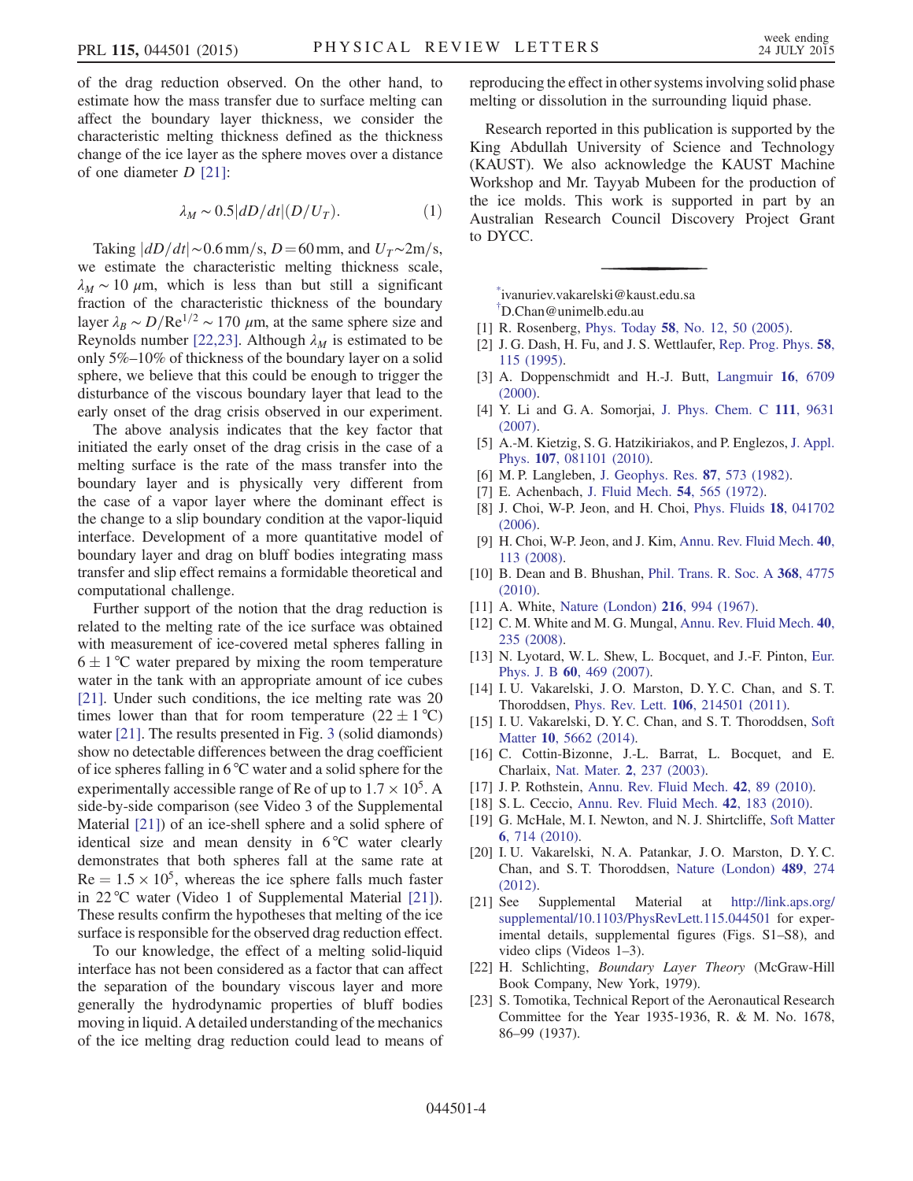of the drag reduction observed. On the other hand, to estimate how the mass transfer due to surface melting can affect the boundary layer thickness, we consider the characteristic melting thickness defined as the thickness change of the ice layer as the sphere moves over a distance of one diameter $D$ [21]:

$$\lambda_M \sim 0.5|dD/dt|(D/U_T). \tag{1}$$

Taking $|dD/dt| \sim 0.6$ mm/s, $D = 60$ mm, and $U_T \sim 2$ m/s, we estimate the characteristic melting thickness scale, $\lambda_M \sim 10\ \mu$m, which is less than but still a significant fraction of the characteristic thickness of the boundary layer $\lambda_B \sim D/\mathrm{Re}^{1/2} \sim 170\ \mu$m, at the same sphere size and Reynolds number [22,23]. Although $\lambda_M$ is estimated to be only 5%–10% of thickness of the boundary layer on a solid sphere, we believe that this could be enough to trigger the disturbance of the viscous boundary layer that lead to the early onset of the drag crisis observed in our experiment.

The above analysis indicates that the key factor that initiated the early onset of the drag crisis in the case of a melting surface is the rate of the mass transfer into the boundary layer and is physically very different from the case of a vapor layer where the dominant effect is the change to a slip boundary condition at the vapor-liquid interface. Development of a more quantitative model of boundary layer and drag on bluff bodies integrating mass transfer and slip effect remains a formidable theoretical and computational challenge.

Further support of the notion that the drag reduction is related to the melting rate of the ice surface was obtained with measurement of ice-covered metal spheres falling in $6 \pm 1$ °C water prepared by mixing the room temperature water in the tank with an appropriate amount of ice cubes [21]. Under such conditions, the ice melting rate was 20 times lower than that for room temperature ($22 \pm 1$ °C) water [21]. The results presented in Fig. 3 (solid diamonds) show no detectable differences between the drag coefficient of ice spheres falling in 6 °C water and a solid sphere for the experimentally accessible range of Re of up to $1.7 \times 10^5$. A side-by-side comparison (see Video 3 of the Supplemental Material [21]) of an ice-shell sphere and a solid sphere of identical size and mean density in 6 °C water clearly demonstrates that both spheres fall at the same rate at $\mathrm{Re} = 1.5 \times 10^5$, whereas the ice sphere falls much faster in 22 °C water (Video 1 of Supplemental Material [21]). These results confirm the hypotheses that melting of the ice surface is responsible for the observed drag reduction effect.

To our knowledge, the effect of a melting solid-liquid interface has not been considered as a factor that can affect the separation of the boundary viscous layer and more generally the hydrodynamic properties of bluff bodies moving in liquid. A detailed understanding of the mechanics of the ice melting drag reduction could lead to means of reproducing the effect in other systems involving solid phase melting or dissolution in the surrounding liquid phase.

Research reported in this publication is supported by the King Abdullah University of Science and Technology (KAUST). We also acknowledge the KAUST Machine Workshop and Mr. Tayyab Mubeen for the production of the ice molds. This work is supported in part by an Australian Research Council Discovery Project Grant to DYCC.

---

[*] ivanuriev.vakarelski@kaust.edu.sa
[†] D.Chan@unimelb.edu.au

[1] R. Rosenberg, Phys. Today **58**, No. 12, 50 (2005).
[2] J. G. Dash, H. Fu, and J. S. Wettlaufer, Rep. Prog. Phys. **58**, 115 (1995).
[3] A. Doppenschmidt and H.-J. Butt, Langmuir **16**, 6709 (2000).
[4] Y. Li and G. A. Somorjai, J. Phys. Chem. C **111**, 9631 (2007).
[5] A.-M. Kietzig, S. G. Hatzikiriakos, and P. Englezos, J. Appl. Phys. **107**, 081101 (2010).
[6] M. P. Langleben, J. Geophys. Res. **87**, 573 (1982).
[7] E. Achenbach, J. Fluid Mech. **54**, 565 (1972).
[8] J. Choi, W-P. Jeon, and H. Choi, Phys. Fluids **18**, 041702 (2006).
[9] H. Choi, W-P. Jeon, and J. Kim, Annu. Rev. Fluid Mech. **40**, 113 (2008).
[10] B. Dean and B. Bhushan, Phil. Trans. R. Soc. A **368**, 4775 (2010).
[11] A. White, Nature (London) **216**, 994 (1967).
[12] C. M. White and M. G. Mungal, Annu. Rev. Fluid Mech. **40**, 235 (2008).
[13] N. Lyotard, W. L. Shew, L. Bocquet, and J.-F. Pinton, Eur. Phys. J. B **60**, 469 (2007).
[14] I. U. Vakarelski, J. O. Marston, D. Y. C. Chan, and S. T. Thoroddsen, Phys. Rev. Lett. **106**, 214501 (2011).
[15] I. U. Vakarelski, D. Y. C. Chan, and S. T. Thoroddsen, Soft Matter **10**, 5662 (2014).
[16] C. Cottin-Bizonne, J.-L. Barrat, L. Bocquet, and E. Charlaix, Nat. Mater. **2**, 237 (2003).
[17] J. P. Rothstein, Annu. Rev. Fluid Mech. **42**, 89 (2010).
[18] S. L. Ceccio, Annu. Rev. Fluid Mech. **42**, 183 (2010).
[19] G. McHale, M. I. Newton, and N. J. Shirtcliffe, Soft Matter **6**, 714 (2010).
[20] I. U. Vakarelski, N. A. Patankar, J. O. Marston, D. Y. C. Chan, and S. T. Thoroddsen, Nature (London) **489**, 274 (2012).
[21] See Supplemental Material at http://link.aps.org/supplemental/10.1103/PhysRevLett.115.044501 for experimental details, supplemental figures (Figs. S1–S8), and video clips (Videos 1–3).
[22] H. Schlichting, *Boundary Layer Theory* (McGraw-Hill Book Company, New York, 1979).
[23] S. Tomotika, Technical Report of the Aeronautical Research Committee for the Year 1935-1936, R. & M. No. 1678, 86–99 (1937).